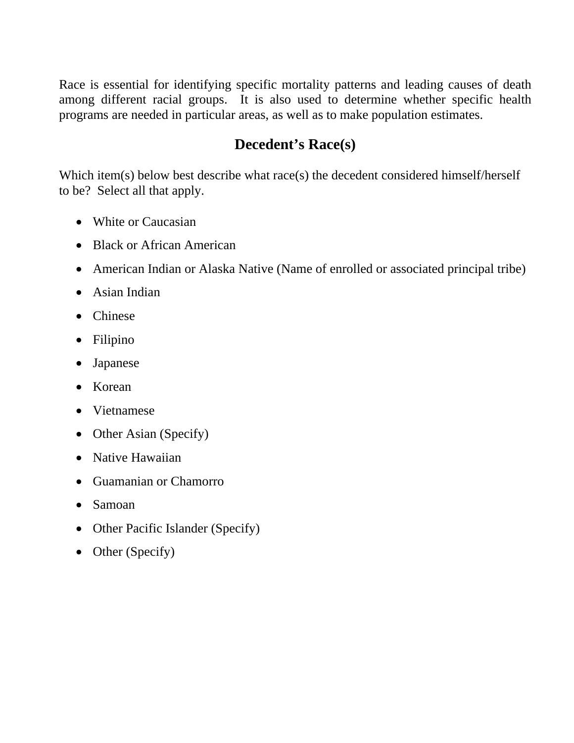Race is essential for identifying specific mortality patterns and leading causes of death among different racial groups. It is also used to determine whether specific health programs are needed in particular areas, as well as to make population estimates.

## Decedent's Race(s)

Which item(s) below best describe what race(s) the decedent considered himself/herself to be? Select all that apply.

- White or Caucasian
- Black or African American
- American Indian or Alaska Native (Name of enrolled or associated principal tribe)
- Asian Indian
- Chinese
- Filipino
- Japanese
- Korean
- Vietnamese
- Other Asian (Specify)
- Native Hawaiian
- Guamanian or Chamorro
- Samoan
- Other Pacific Islander (Specify)
- Other (Specify)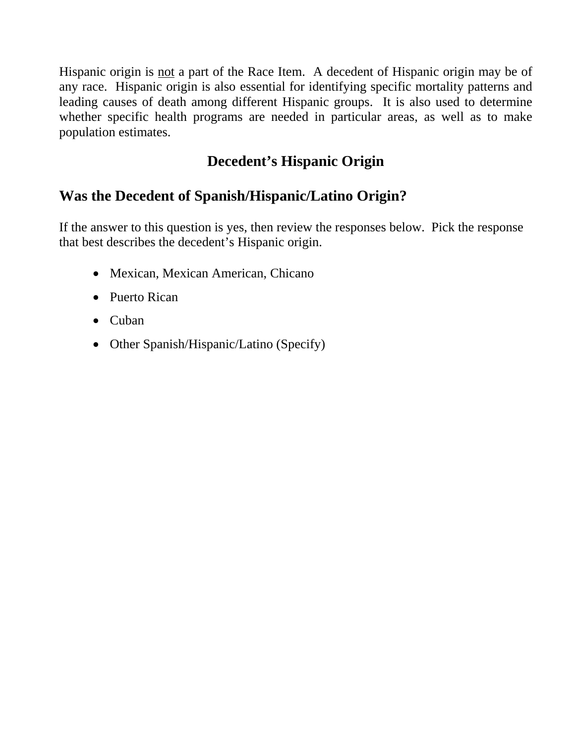Hispanic origin is not a part of the Race Item. A decedent of Hispanic origin may be of any race. Hispanic origin is also essential for identifying specific mortality patterns and leading causes of death among different Hispanic groups. It is also used to determine whether specific health programs are needed in particular areas, as well as to make population estimates.

## Decedent's Hispanic Origin

## Was the Decedent of Spanish/Hispanic/Latino Origin?

If the answer to this question is yes, then review the responses below. Pick the response that best describes the decedent's Hispanic origin.

- Mexican, Mexican American, Chicano
- Puerto Rican
- Cuban
- Other Spanish/Hispanic/Latino (Specify)